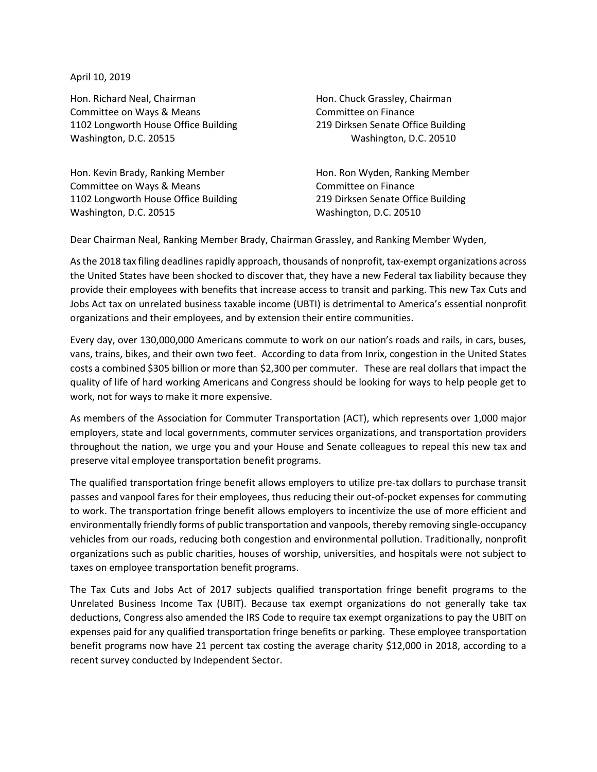April 10, 2019

Hon. Richard Neal, Chairman
Committee on Ways & Means
1102 Longworth House Office Building
Washington, D.C. 20515

Hon. Chuck Grassley, Chairman
Committee on Finance
219 Dirksen Senate Office Building
Washington, D.C. 20510

Hon. Kevin Brady, Ranking Member
Committee on Ways & Means
1102 Longworth House Office Building
Washington, D.C. 20515

Hon. Ron Wyden, Ranking Member
Committee on Finance
219 Dirksen Senate Office Building
Washington, D.C. 20510

Dear Chairman Neal, Ranking Member Brady, Chairman Grassley, and Ranking Member Wyden,

As the 2018 tax filing deadlines rapidly approach, thousands of nonprofit, tax-exempt organizations across the United States have been shocked to discover that, they have a new Federal tax liability because they provide their employees with benefits that increase access to transit and parking. This new Tax Cuts and Jobs Act tax on unrelated business taxable income (UBTI) is detrimental to America's essential nonprofit organizations and their employees, and by extension their entire communities.

Every day, over 130,000,000 Americans commute to work on our nation's roads and rails, in cars, buses, vans, trains, bikes, and their own two feet. According to data from Inrix, congestion in the United States costs a combined $305 billion or more than $2,300 per commuter. These are real dollars that impact the quality of life of hard working Americans and Congress should be looking for ways to help people get to work, not for ways to make it more expensive.

As members of the Association for Commuter Transportation (ACT), which represents over 1,000 major employers, state and local governments, commuter services organizations, and transportation providers throughout the nation, we urge you and your House and Senate colleagues to repeal this new tax and preserve vital employee transportation benefit programs.

The qualified transportation fringe benefit allows employers to utilize pre-tax dollars to purchase transit passes and vanpool fares for their employees, thus reducing their out-of-pocket expenses for commuting to work. The transportation fringe benefit allows employers to incentivize the use of more efficient and environmentally friendly forms of public transportation and vanpools, thereby removing single-occupancy vehicles from our roads, reducing both congestion and environmental pollution. Traditionally, nonprofit organizations such as public charities, houses of worship, universities, and hospitals were not subject to taxes on employee transportation benefit programs.

The Tax Cuts and Jobs Act of 2017 subjects qualified transportation fringe benefit programs to the Unrelated Business Income Tax (UBIT). Because tax exempt organizations do not generally take tax deductions, Congress also amended the IRS Code to require tax exempt organizations to pay the UBIT on expenses paid for any qualified transportation fringe benefits or parking. These employee transportation benefit programs now have 21 percent tax costing the average charity $12,000 in 2018, according to a recent survey conducted by Independent Sector.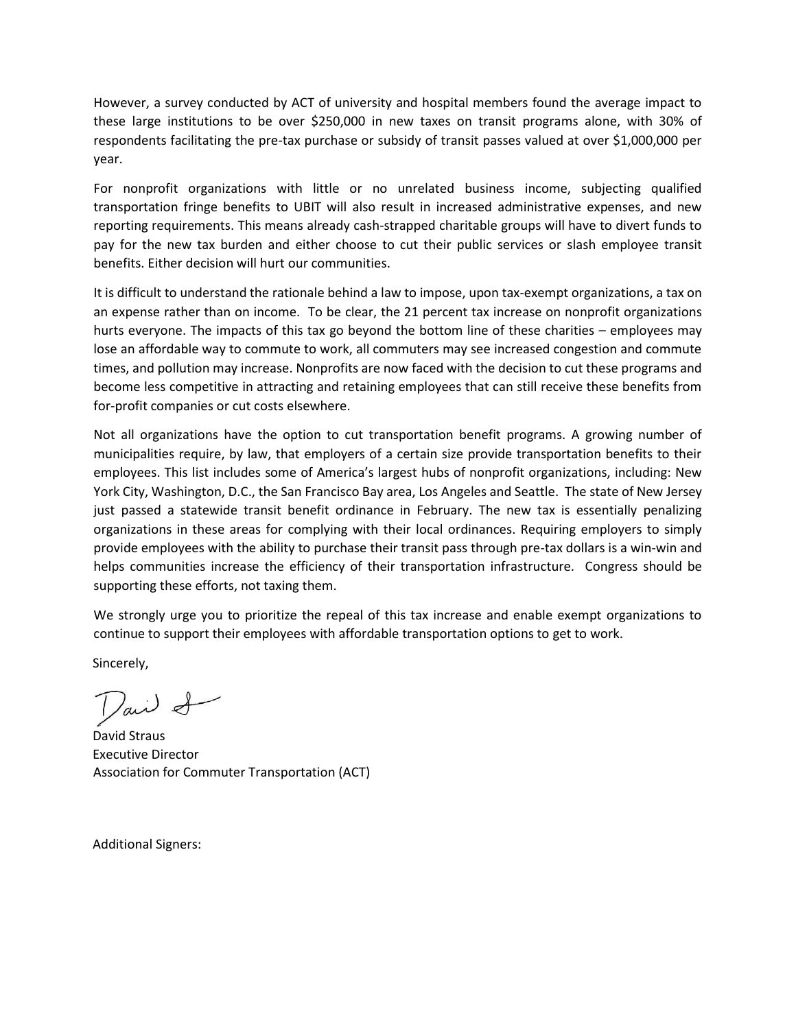However, a survey conducted by ACT of university and hospital members found the average impact to these large institutions to be over $250,000 in new taxes on transit programs alone, with 30% of respondents facilitating the pre-tax purchase or subsidy of transit passes valued at over $1,000,000 per year.

For nonprofit organizations with little or no unrelated business income, subjecting qualified transportation fringe benefits to UBIT will also result in increased administrative expenses, and new reporting requirements. This means already cash-strapped charitable groups will have to divert funds to pay for the new tax burden and either choose to cut their public services or slash employee transit benefits. Either decision will hurt our communities.

It is difficult to understand the rationale behind a law to impose, upon tax-exempt organizations, a tax on an expense rather than on income. To be clear, the 21 percent tax increase on nonprofit organizations hurts everyone. The impacts of this tax go beyond the bottom line of these charities – employees may lose an affordable way to commute to work, all commuters may see increased congestion and commute times, and pollution may increase. Nonprofits are now faced with the decision to cut these programs and become less competitive in attracting and retaining employees that can still receive these benefits from for-profit companies or cut costs elsewhere.

Not all organizations have the option to cut transportation benefit programs. A growing number of municipalities require, by law, that employers of a certain size provide transportation benefits to their employees. This list includes some of America's largest hubs of nonprofit organizations, including: New York City, Washington, D.C., the San Francisco Bay area, Los Angeles and Seattle. The state of New Jersey just passed a statewide transit benefit ordinance in February. The new tax is essentially penalizing organizations in these areas for complying with their local ordinances. Requiring employers to simply provide employees with the ability to purchase their transit pass through pre-tax dollars is a win-win and helps communities increase the efficiency of their transportation infrastructure. Congress should be supporting these efforts, not taxing them.

We strongly urge you to prioritize the repeal of this tax increase and enable exempt organizations to continue to support their employees with affordable transportation options to get to work.

Sincerely,

David Straus
Executive Director
Association for Commuter Transportation (ACT)

Additional Signers: